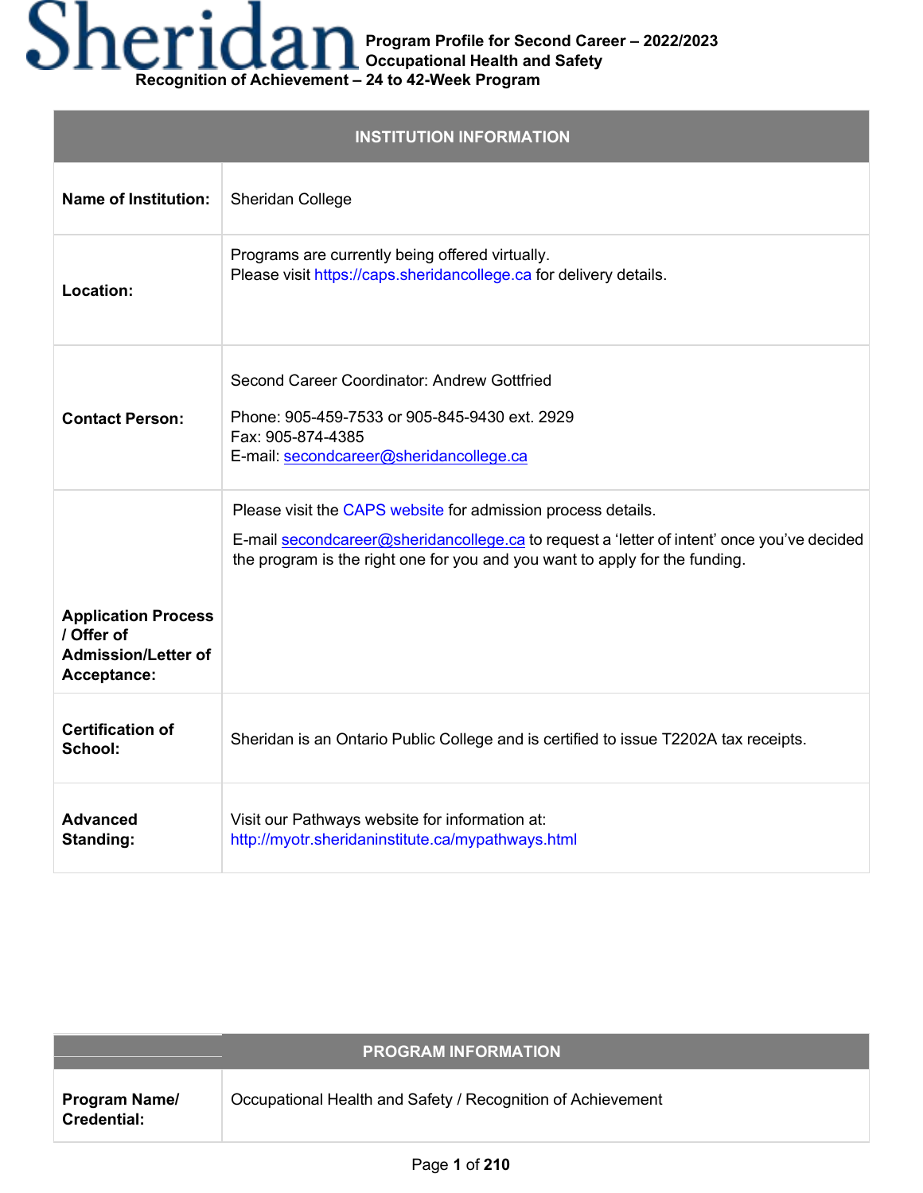# Sheridan

**Program Profile for Second Career – 2022/2023**
**Occupational Health and Safety**
**Recognition of Achievement – 24 to 42-Week Program**

| INSTITUTION INFORMATION | |
|---|---|
| **Name of Institution:** | Sheridan College |
| **Location:** | Programs are currently being offered virtually.<br>Please visit https://caps.sheridancollege.ca for delivery details. |
| **Contact Person:** | Second Career Coordinator: Andrew Gottfried<br><br>Phone: 905-459-7533 or 905-845-9430 ext. 2929<br>Fax: 905-874-4385<br>E-mail: secondcareer@sheridancollege.ca |
| **Application Process / Offer of Admission/Letter of Acceptance:** | Please visit the CAPS website for admission process details.<br><br>E-mail secondcareer@sheridancollege.ca to request a 'letter of intent' once you've decided the program is the right one for you and you want to apply for the funding. |
| **Certification of School:** | Sheridan is an Ontario Public College and is certified to issue T2202A tax receipts. |
| **Advanced Standing:** | Visit our Pathways website for information at:<br>http://myotr.sheridaninstitute.ca/mypathways.html |

| PROGRAM INFORMATION | |
|---|---|
| **Program Name/ Credential:** | Occupational Health and Safety / Recognition of Achievement |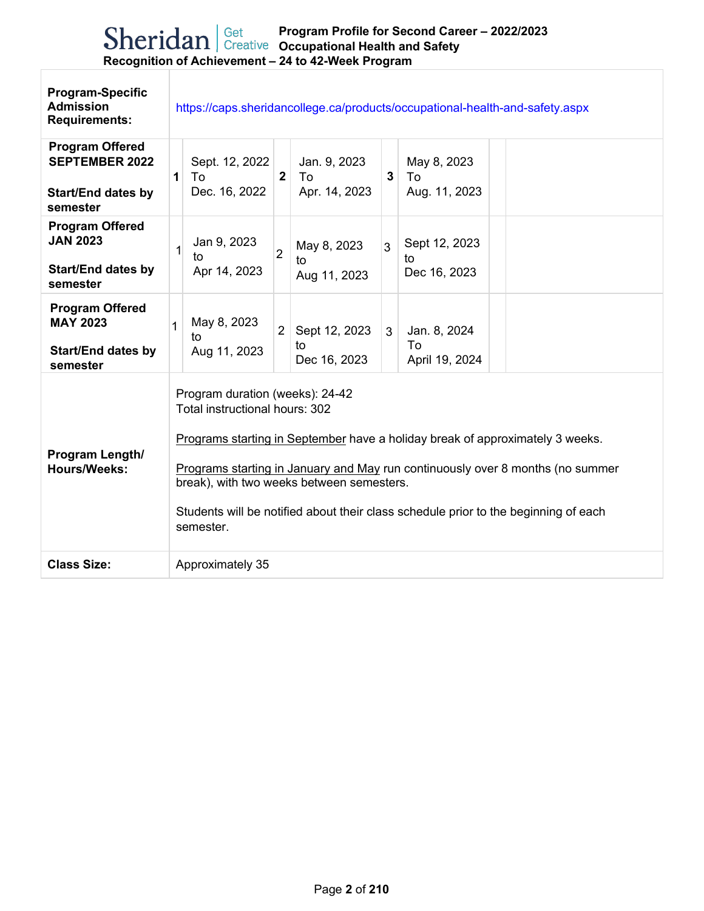| | | | | | | | | |
|---|---|---|---|---|---|---|---|---|
| **Program-Specific Admission Requirements:** | https://caps.sheridancollege.ca/products/occupational-health-and-safety.aspx | | | | | | | |
| **Program Offered SEPTEMBER 2022**<br><br>**Start/End dates by semester** | **1** | Sept. 12, 2022 To Dec. 16, 2022 | **2** | Jan. 9, 2023 To Apr. 14, 2023 | **3** | May 8, 2023 To Aug. 11, 2023 | | |
| **Program Offered JAN 2023**<br><br>**Start/End dates by semester** | 1 | Jan 9, 2023 to Apr 14, 2023 | 2 | May 8, 2023 to Aug 11, 2023 | 3 | Sept 12, 2023 to Dec 16, 2023 | | |
| **Program Offered MAY 2023**<br><br>**Start/End dates by semester** | 1 | May 8, 2023 to Aug 11, 2023 | 2 | Sept 12, 2023 to Dec 16, 2023 | 3 | Jan. 8, 2024 To April 19, 2024 | | |
| **Program Length/ Hours/Weeks:** | Program duration (weeks): 24-42<br>Total instructional hours: 302<br><br>Programs starting in September have a holiday break of approximately 3 weeks.<br><br>Programs starting in January and May run continuously over 8 months (no summer break), with two weeks between semesters.<br><br>Students will be notified about their class schedule prior to the beginning of each semester. | | | | | | | |
| **Class Size:** | Approximately 35 | | | | | | | |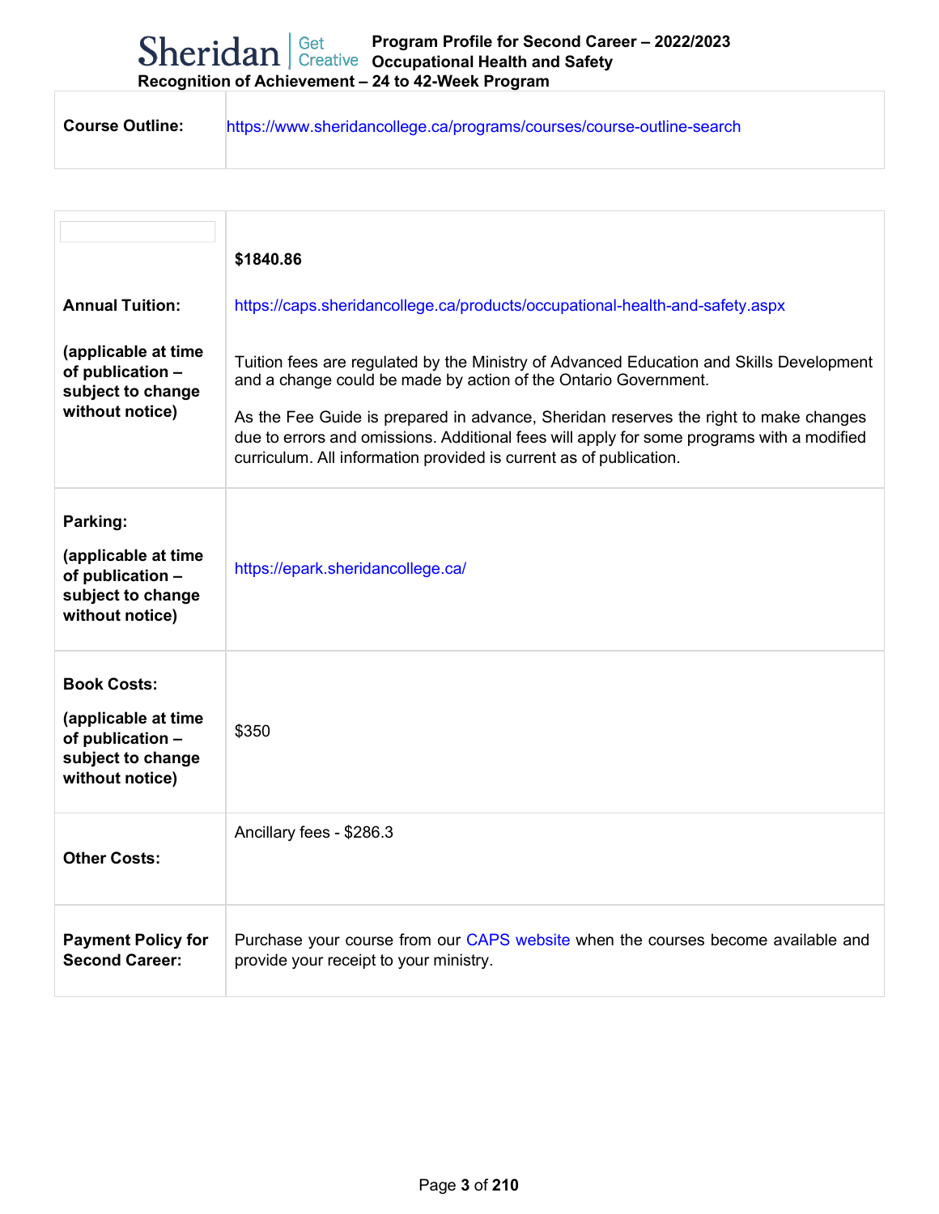| Course Outline: | https://www.sheridancollege.ca/programs/courses/course-outline-search |
|---|---|

| | |
|---|---|
| **Annual Tuition:**<br><br>**(applicable at time of publication – subject to change without notice)** | **$1840.86**<br><br>https://caps.sheridancollege.ca/products/occupational-health-and-safety.aspx<br><br>Tuition fees are regulated by the Ministry of Advanced Education and Skills Development and a change could be made by action of the Ontario Government.<br><br>As the Fee Guide is prepared in advance, Sheridan reserves the right to make changes due to errors and omissions. Additional fees will apply for some programs with a modified curriculum. All information provided is current as of publication. |
| **Parking:**<br><br>**(applicable at time of publication – subject to change without notice)** | https://epark.sheridancollege.ca/ |
| **Book Costs:**<br><br>**(applicable at time of publication – subject to change without notice)** | $350 |
| **Other Costs:** | Ancillary fees - $286.3 |
| **Payment Policy for Second Career:** | Purchase your course from our CAPS website when the courses become available and provide your receipt to your ministry. |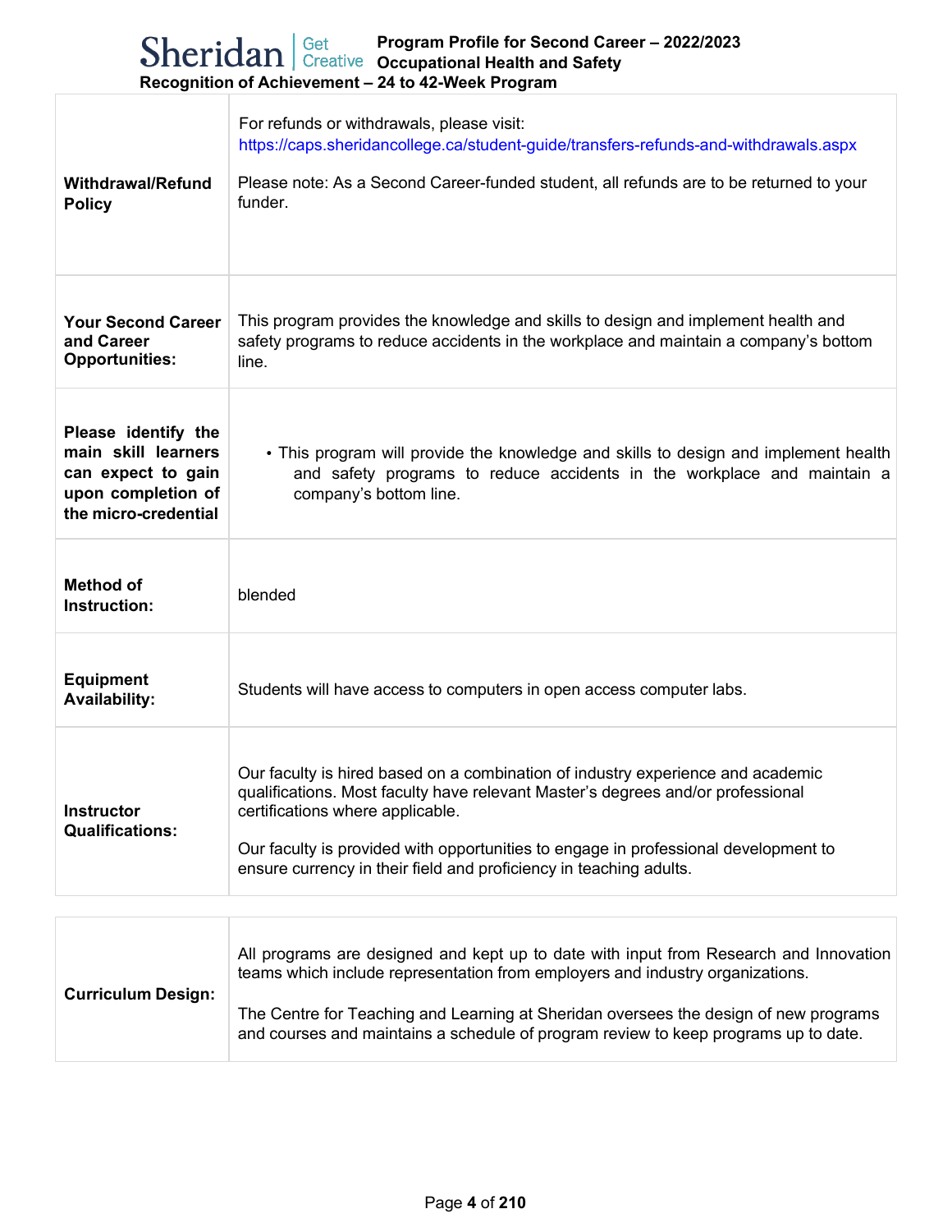| | |
|---|---|
| **Withdrawal/Refund Policy** | For refunds or withdrawals, please visit: https://caps.sheridancollege.ca/student-guide/transfers-refunds-and-withdrawals.aspx<br><br>Please note: As a Second Career-funded student, all refunds are to be returned to your funder. |
| **Your Second Career and Career Opportunities:** | This program provides the knowledge and skills to design and implement health and safety programs to reduce accidents in the workplace and maintain a company's bottom line. |
| **Please identify the main skill learners can expect to gain upon completion of the micro-credential** | • This program will provide the knowledge and skills to design and implement health and safety programs to reduce accidents in the workplace and maintain a company's bottom line. |
| **Method of Instruction:** | blended |
| **Equipment Availability:** | Students will have access to computers in open access computer labs. |
| **Instructor Qualifications:** | Our faculty is hired based on a combination of industry experience and academic qualifications. Most faculty have relevant Master's degrees and/or professional certifications where applicable.<br><br>Our faculty is provided with opportunities to engage in professional development to ensure currency in their field and proficiency in teaching adults. |

| | |
|---|---|
| **Curriculum Design:** | All programs are designed and kept up to date with input from Research and Innovation teams which include representation from employers and industry organizations.<br><br>The Centre for Teaching and Learning at Sheridan oversees the design of new programs and courses and maintains a schedule of program review to keep programs up to date. |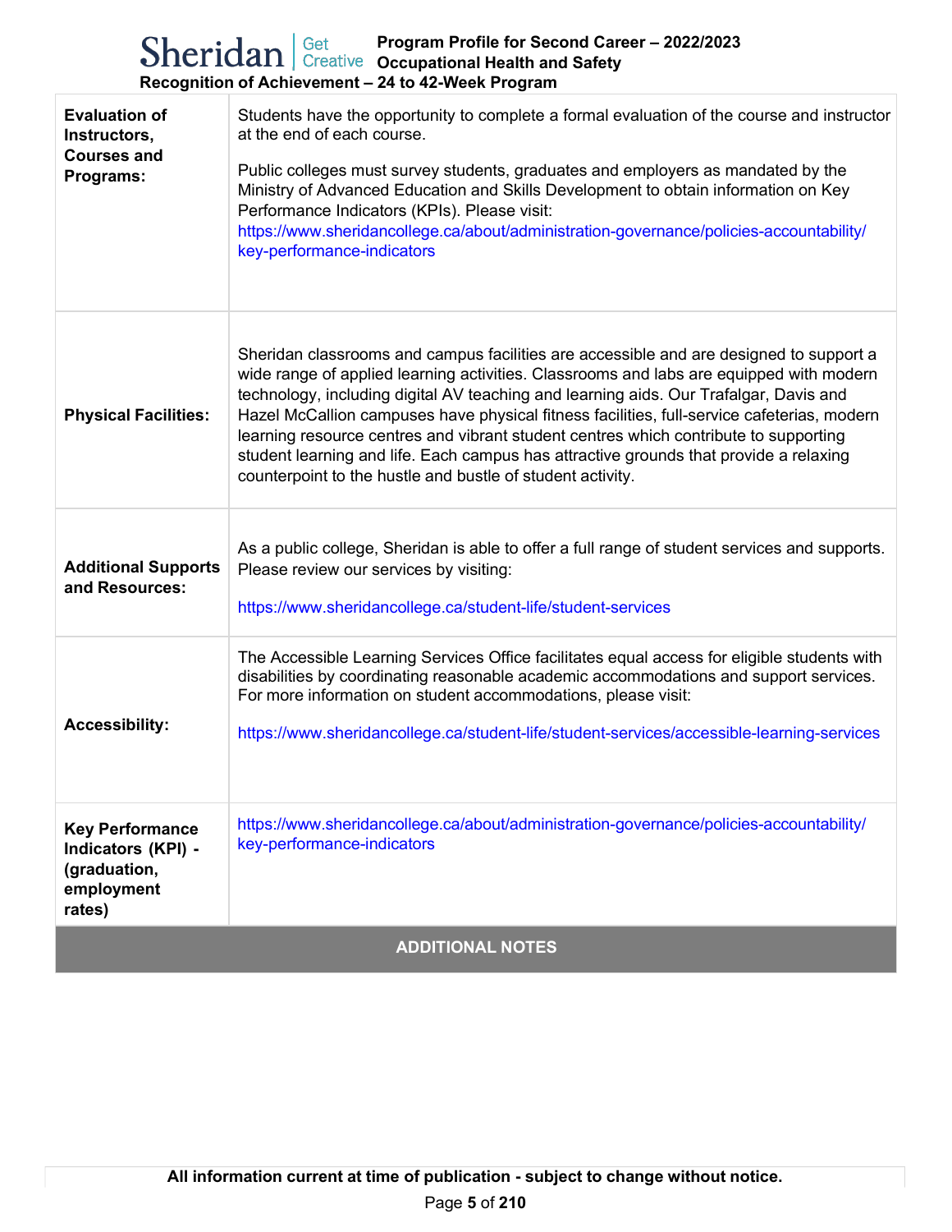| | |
|---|---|
| **Evaluation of Instructors, Courses and Programs:** | Students have the opportunity to complete a formal evaluation of the course and instructor at the end of each course.<br><br>Public colleges must survey students, graduates and employers as mandated by the Ministry of Advanced Education and Skills Development to obtain information on Key Performance Indicators (KPIs). Please visit: https://www.sheridancollege.ca/about/administration-governance/policies-accountability/key-performance-indicators |
| **Physical Facilities:** | Sheridan classrooms and campus facilities are accessible and are designed to support a wide range of applied learning activities. Classrooms and labs are equipped with modern technology, including digital AV teaching and learning aids. Our Trafalgar, Davis and Hazel McCallion campuses have physical fitness facilities, full-service cafeterias, modern learning resource centres and vibrant student centres which contribute to supporting student learning and life. Each campus has attractive grounds that provide a relaxing counterpoint to the hustle and bustle of student activity. |
| **Additional Supports and Resources:** | As a public college, Sheridan is able to offer a full range of student services and supports. Please review our services by visiting:<br><br>https://www.sheridancollege.ca/student-life/student-services |
| **Accessibility:** | The Accessible Learning Services Office facilitates equal access for eligible students with disabilities by coordinating reasonable academic accommodations and support services. For more information on student accommodations, please visit:<br><br>https://www.sheridancollege.ca/student-life/student-services/accessible-learning-services |
| **Key Performance Indicators (KPI) - (graduation, employment rates)** | https://www.sheridancollege.ca/about/administration-governance/policies-accountability/key-performance-indicators |

**ADDITIONAL NOTES**

**All information current at time of publication - subject to change without notice.**